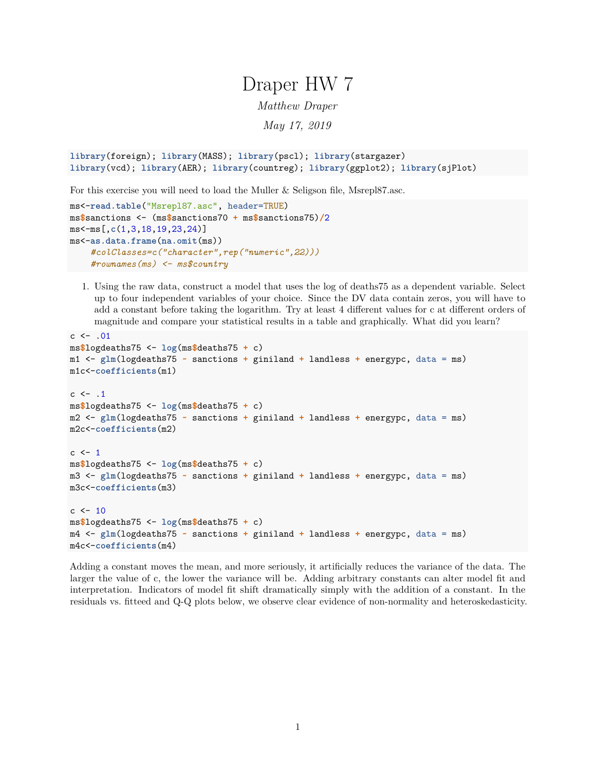# Draper HW 7

*Matthew Draper*

*May 17, 2019*

```
library(foreign); library(MASS); library(pscl); library(stargazer)
library(vcd); library(AER); library(countreg); library(ggplot2); library(sjPlot)
```

For this exercise you will need to load the Muller & Seligson file, Msrepl87.asc.

```
ms<-read.table("Msrepl87.asc", header=TRUE)
ms$sanctions <- (ms$sanctions70 + ms$sanctions75)/2
ms<-ms[,c(1,3,18,19,23,24)]
ms<-as.data.frame(na.omit(ms))
    #colClasses=c("character",rep("numeric",22)))
    #rownames(ms) <- ms$country
```

1. Using the raw data, construct a model that uses the log of deaths75 as a dependent variable. Select up to four independent variables of your choice. Since the DV data contain zeros, you will have to add a constant before taking the logarithm. Try at least 4 different values for c at different orders of magnitude and compare your statistical results in a table and graphically. What did you learn?

```
c <- .01
ms$logdeaths75 <- log(ms$deaths75 + c)
m1 <- glm(logdeaths75 ~ sanctions + giniland + landless + energypc, data = ms)
m1c<-coefficients(m1)

c <- .1
ms$logdeaths75 <- log(ms$deaths75 + c)
m2 <- glm(logdeaths75 ~ sanctions + giniland + landless + energypc, data = ms)
m2c<-coefficients(m2)

c <- 1
ms$logdeaths75 <- log(ms$deaths75 + c)
m3 <- glm(logdeaths75 ~ sanctions + giniland + landless + energypc, data = ms)
m3c<-coefficients(m3)

c <- 10
ms$logdeaths75 <- log(ms$deaths75 + c)
m4 <- glm(logdeaths75 ~ sanctions + giniland + landless + energypc, data = ms)
m4c<-coefficients(m4)
```

Adding a constant moves the mean, and more seriously, it artificially reduces the variance of the data. The larger the value of c, the lower the variance will be. Adding arbitrary constants can alter model fit and interpretation. Indicators of model fit shift dramatically simply with the addition of a constant. In the residuals vs. fitteed and Q-Q plots below, we observe clear evidence of non-normality and heteroskedasticity.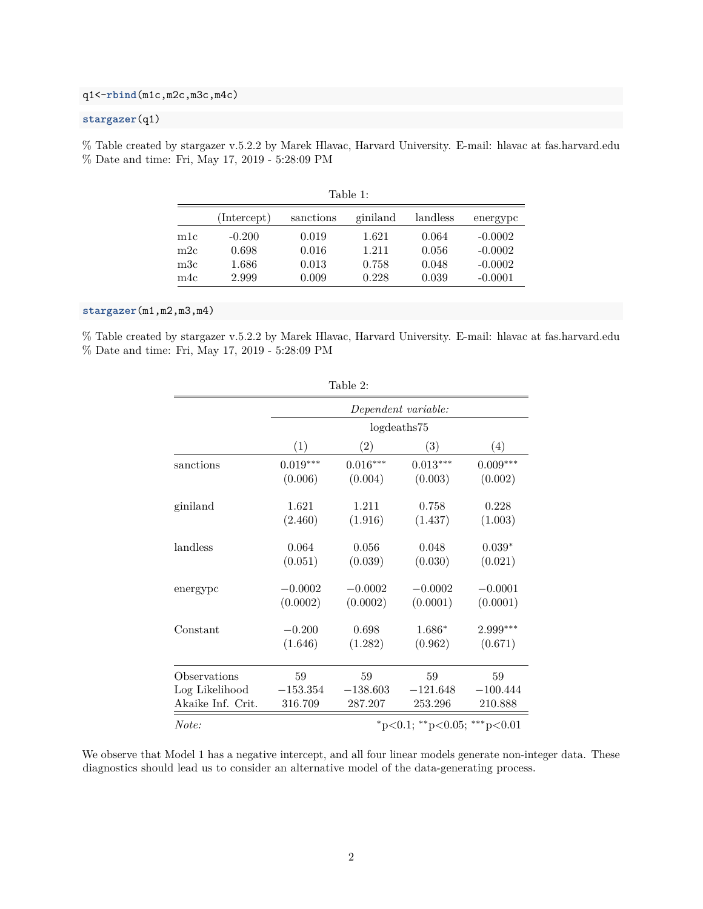```r
q1<-rbind(m1c,m2c,m3c,m4c)
```

```r
stargazer(q1)
```

% Table created by stargazer v.5.2.2 by Marek Hlavac, Harvard University. E-mail: hlavac at fas.harvard.edu
% Date and time: Fri, May 17, 2019 - 5:28:09 PM

Table 1:

| | (Intercept) | sanctions | giniland | landless | energypc |
|---|---|---|---|---|---|
| m1c | -0.200 | 0.019 | 1.621 | 0.064 | -0.0002 |
| m2c | 0.698 | 0.016 | 1.211 | 0.056 | -0.0002 |
| m3c | 1.686 | 0.013 | 0.758 | 0.048 | -0.0002 |
| m4c | 2.999 | 0.009 | 0.228 | 0.039 | -0.0001 |

```r
stargazer(m1,m2,m3,m4)
```

% Table created by stargazer v.5.2.2 by Marek Hlavac, Harvard University. E-mail: hlavac at fas.harvard.edu
% Date and time: Fri, May 17, 2019 - 5:28:09 PM

Table 2:

| | *Dependent variable:* | | | |
|---|---|---|---|---|
| | logdeaths75 | | | |
| | (1) | (2) | (3) | (4) |
| sanctions | 0.019*** | 0.016*** | 0.013*** | 0.009*** |
| | (0.006) | (0.004) | (0.003) | (0.002) |
| giniland | 1.621 | 1.211 | 0.758 | 0.228 |
| | (2.460) | (1.916) | (1.437) | (1.003) |
| landless | 0.064 | 0.056 | 0.048 | 0.039* |
| | (0.051) | (0.039) | (0.030) | (0.021) |
| energypc | −0.0002 | −0.0002 | −0.0002 | −0.0001 |
| | (0.0002) | (0.0002) | (0.0001) | (0.0001) |
| Constant | −0.200 | 0.698 | 1.686* | 2.999*** |
| | (1.646) | (1.282) | (0.962) | (0.671) |
| Observations | 59 | 59 | 59 | 59 |
| Log Likelihood | −153.354 | −138.603 | −121.648 | −100.444 |
| Akaike Inf. Crit. | 316.709 | 287.207 | 253.296 | 210.888 |
| *Note:* | *p<0.1; **p<0.05; ***p<0.01 | | | |

We observe that Model 1 has a negative intercept, and all four linear models generate non-integer data. These diagnostics should lead us to consider an alternative model of the data-generating process.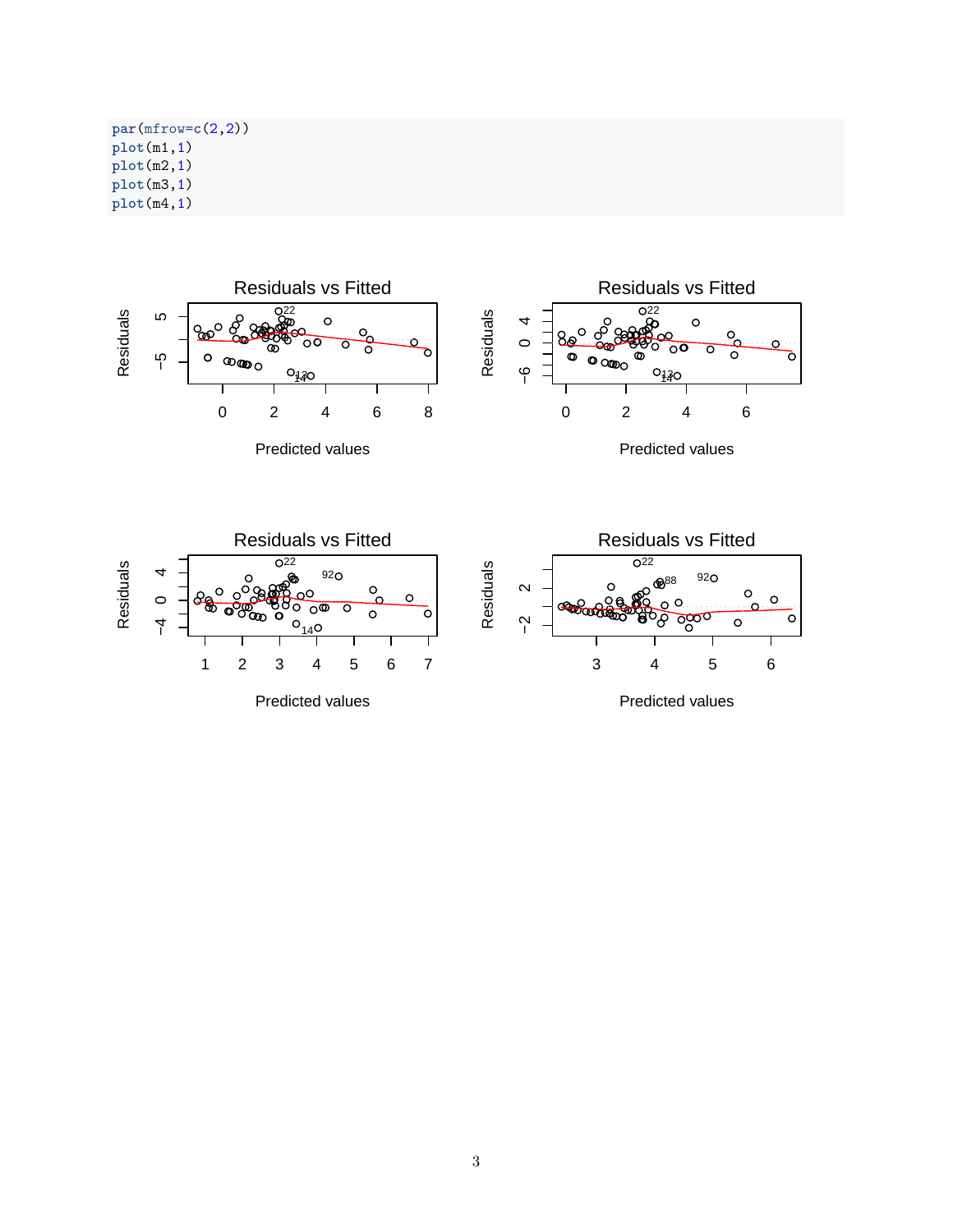```
par(mfrow=c(2,2))
plot(m1,1)
plot(m2,1)
plot(m3,1)
plot(m4,1)
```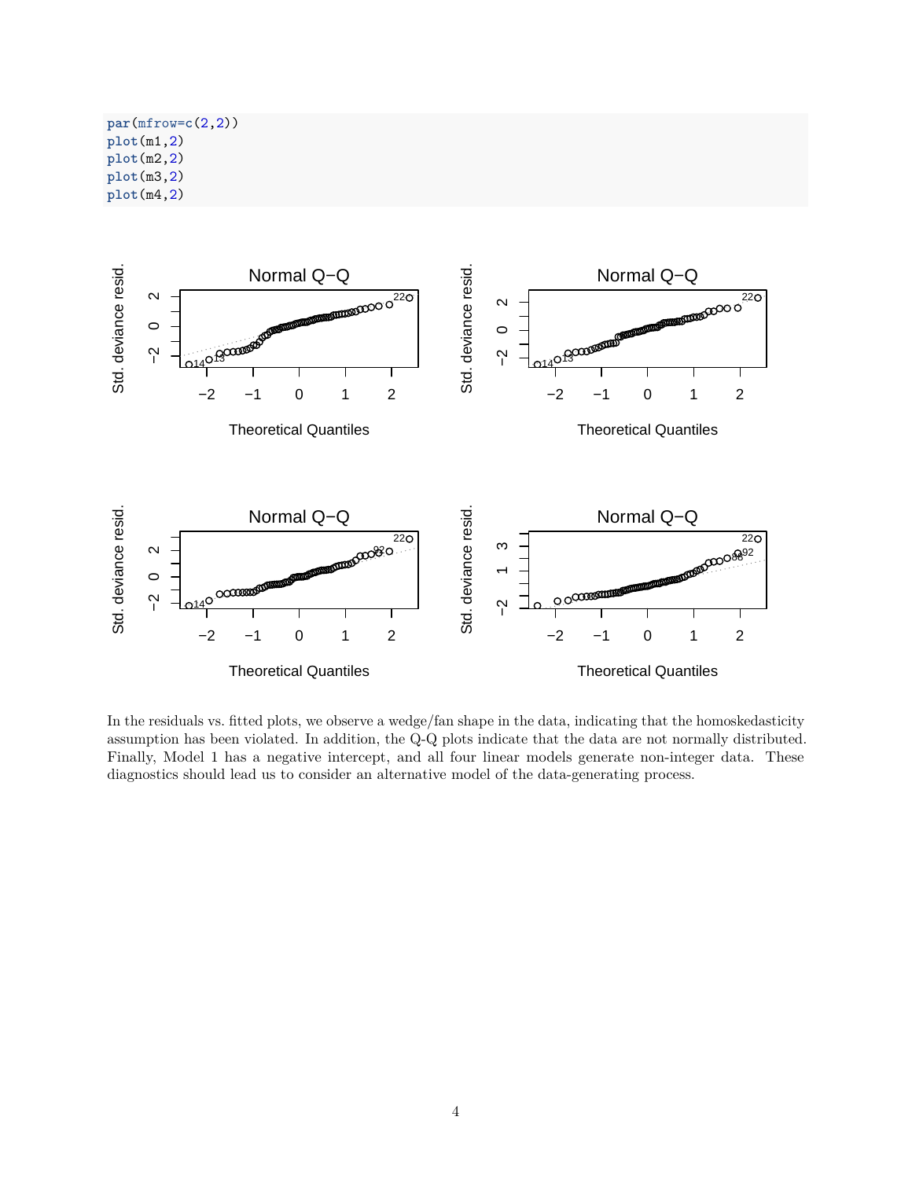```r
par(mfrow=c(2,2))
plot(m1,2)
plot(m2,2)
plot(m3,2)
plot(m4,2)
```

In the residuals vs. fitted plots, we observe a wedge/fan shape in the data, indicating that the homoskedasticity assumption has been violated. In addition, the Q-Q plots indicate that the data are not normally distributed. Finally, Model 1 has a negative intercept, and all four linear models generate non-integer data. These diagnostics should lead us to consider an alternative model of the data-generating process.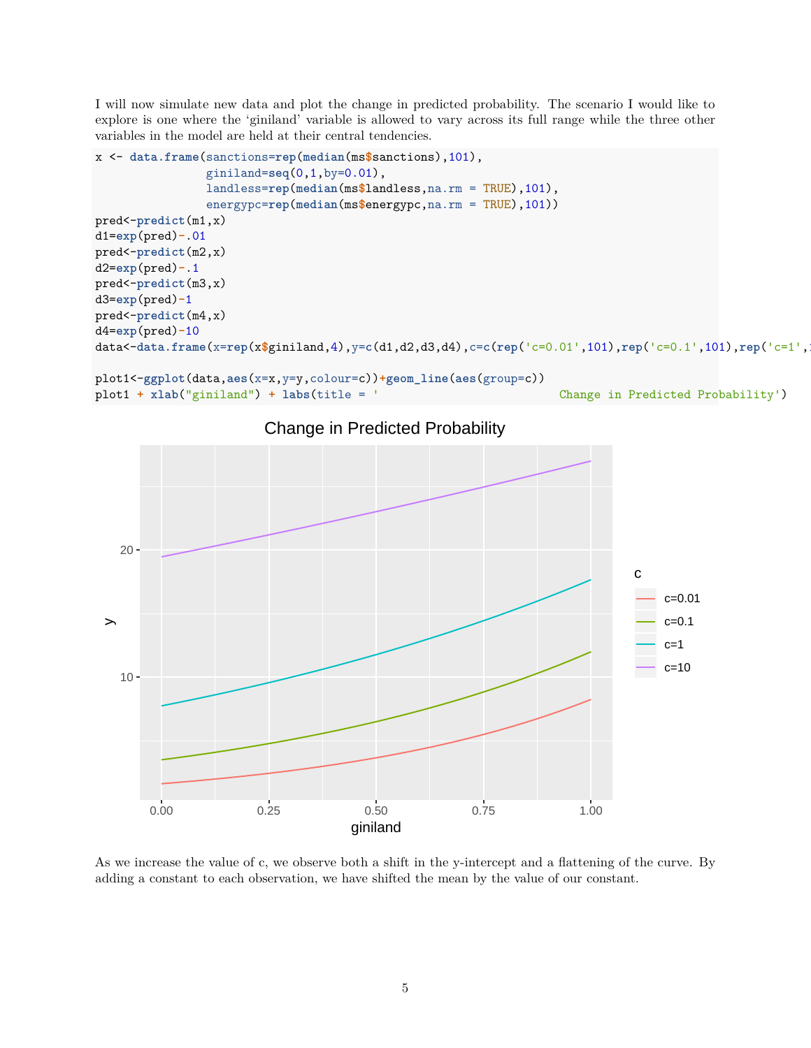I will now simulate new data and plot the change in predicted probability. The scenario I would like to explore is one where the 'giniland' variable is allowed to vary across its full range while the three other variables in the model are held at their central tendencies.

```
x <- data.frame(sanctions=rep(median(ms$sanctions),101),
                giniland=seq(0,1,by=0.01),
                landless=rep(median(ms$landless,na.rm = TRUE),101),
                energypc=rep(median(ms$energypc,na.rm = TRUE),101))
pred<-predict(m1,x)
d1=exp(pred)-.01
pred<-predict(m2,x)
d2=exp(pred)-.1
pred<-predict(m3,x)
d3=exp(pred)-1
pred<-predict(m4,x)
d4=exp(pred)-10
data<-data.frame(x=rep(x$giniland,4),y=c(d1,d2,d3,d4),c=c(rep('c=0.01',101),rep('c=0.1',101),rep('c=1',1

plot1<-ggplot(data,aes(x=x,y=y,colour=c))+geom_line(aes(group=c))
plot1 + xlab("giniland") + labs(title = '                    Change in Predicted Probability')
```

As we increase the value of c, we observe both a shift in the y-intercept and a flattening of the curve. By adding a constant to each observation, we have shifted the mean by the value of our constant.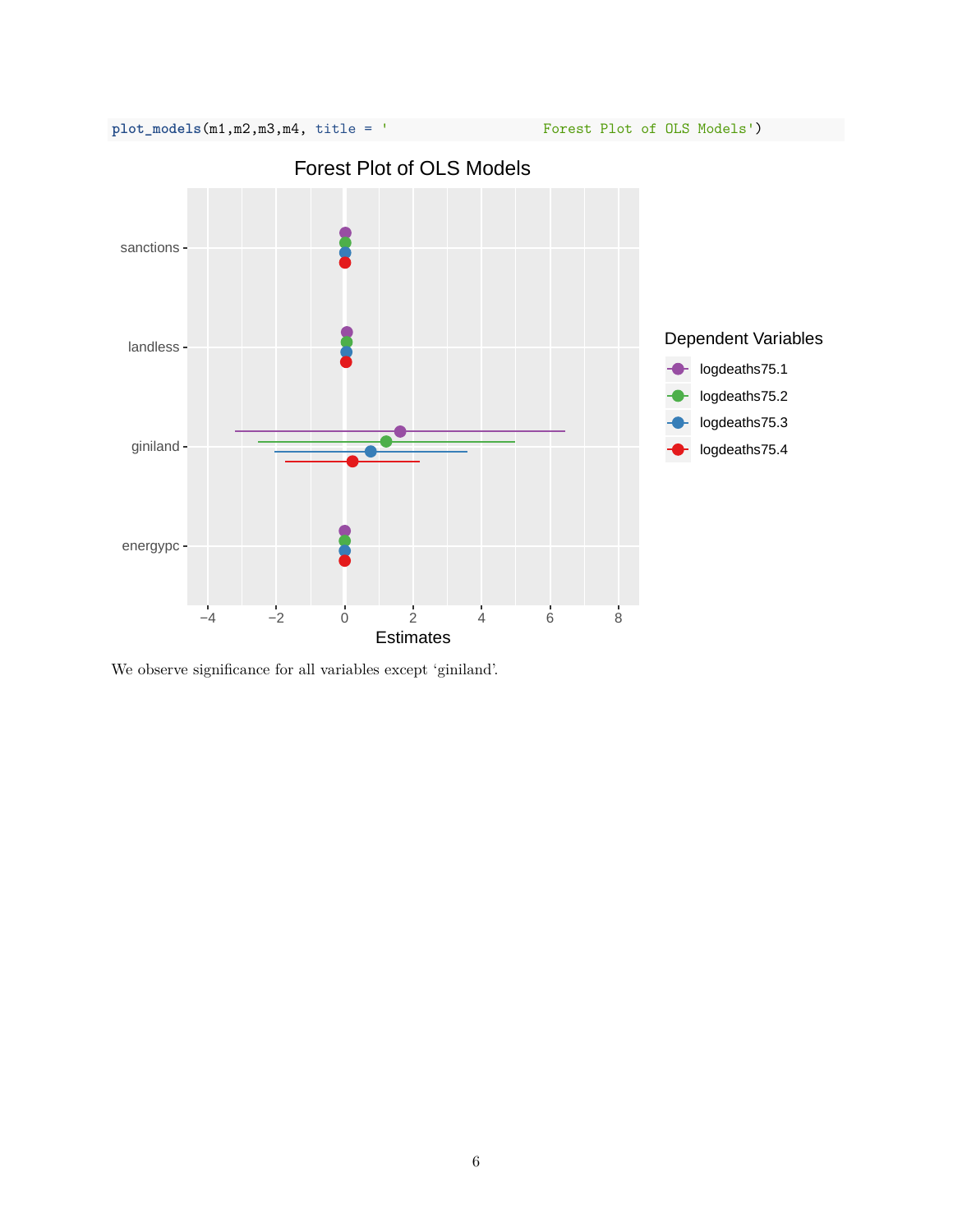```r
plot_models(m1,m2,m3,m4, title = '                    Forest Plot of OLS Models')
```

We observe significance for all variables except ‘giniland’.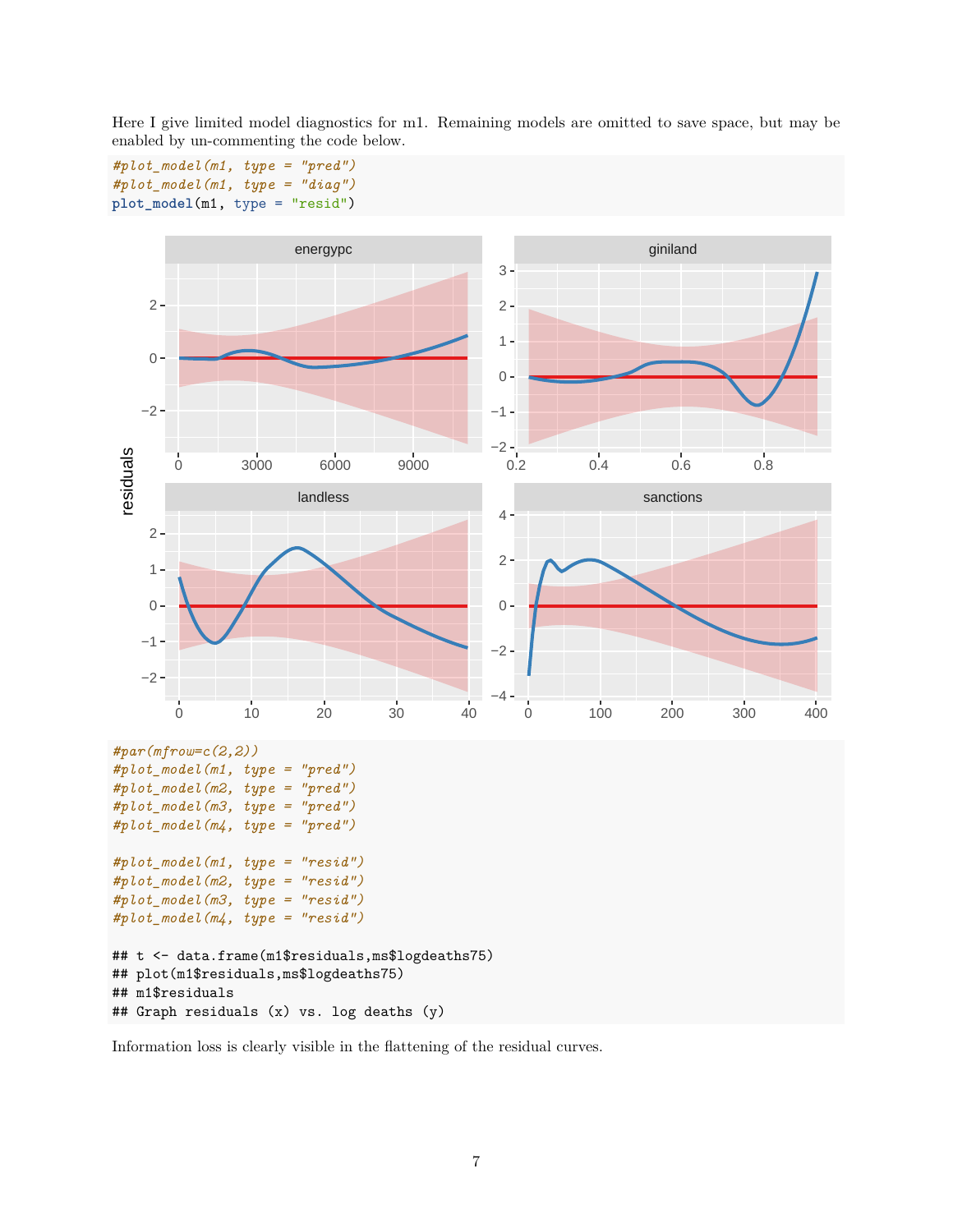Here I give limited model diagnostics for m1. Remaining models are omitted to save space, but may be enabled by un-commenting the code below.

```
#plot_model(m1, type = "pred")
#plot_model(m1, type = "diag")
plot_model(m1, type = "resid")
```

```
#par(mfrow=c(2,2))
#plot_model(m1, type = "pred")
#plot_model(m2, type = "pred")
#plot_model(m3, type = "pred")
#plot_model(m4, type = "pred")

#plot_model(m1, type = "resid")
#plot_model(m2, type = "resid")
#plot_model(m3, type = "resid")
#plot_model(m4, type = "resid")

## t <- data.frame(m1$residuals,ms$logdeaths75)
## plot(m1$residuals,ms$logdeaths75)
## m1$residuals
## Graph residuals (x) vs. log deaths (y)
```

Information loss is clearly visible in the flattening of the residual curves.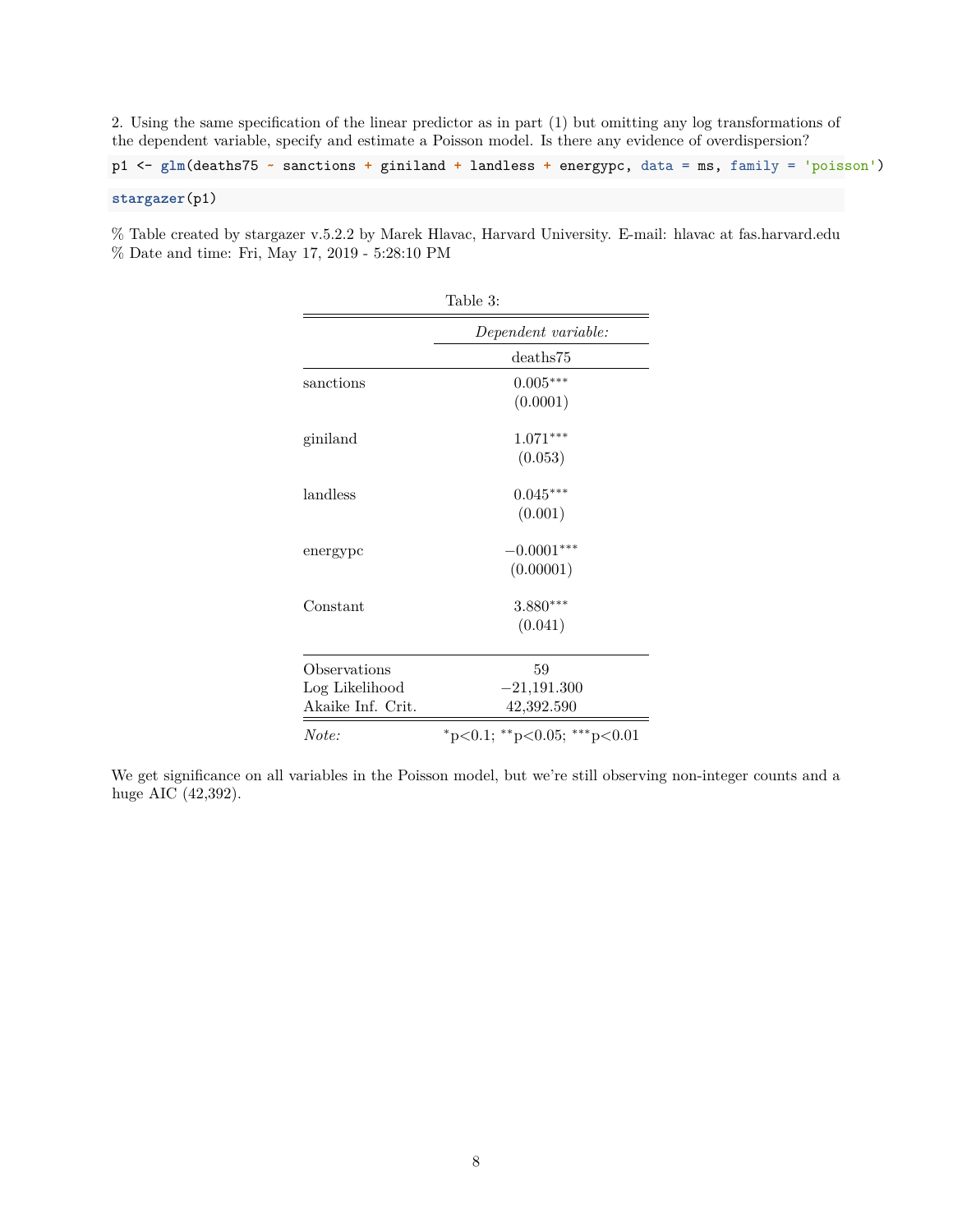2. Using the same specification of the linear predictor as in part (1) but omitting any log transformations of the dependent variable, specify and estimate a Poisson model. Is there any evidence of overdispersion?

```
p1 <- glm(deaths75 ~ sanctions + giniland + landless + energypc, data = ms, family = 'poisson')
```

```
stargazer(p1)
```

% Table created by stargazer v.5.2.2 by Marek Hlavac, Harvard University. E-mail: hlavac at fas.harvard.edu
% Date and time: Fri, May 17, 2019 - 5:28:10 PM

Table 3:

| | *Dependent variable:* |
|---|---|
| | deaths75 |
| sanctions | 0.005*** |
| | (0.0001) |
| giniland | 1.071*** |
| | (0.053) |
| landless | 0.045*** |
| | (0.001) |
| energypc | −0.0001*** |
| | (0.00001) |
| Constant | 3.880*** |
| | (0.041) |
| Observations | 59 |
| Log Likelihood | −21,191.300 |
| Akaike Inf. Crit. | 42,392.590 |
| *Note:* | *p<0.1; **p<0.05; ***p<0.01 |

We get significance on all variables in the Poisson model, but we're still observing non-integer counts and a huge AIC (42,392).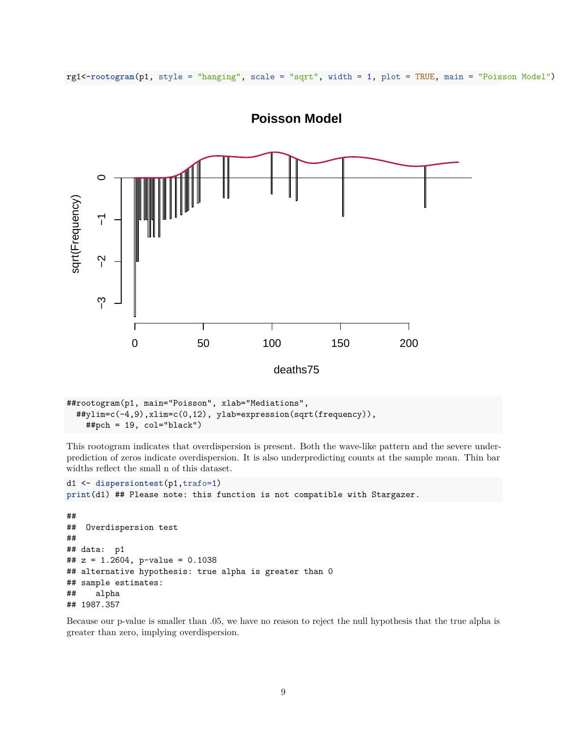```
rg1<-rootogram(p1, style = "hanging", scale = "sqrt", width = 1, plot = TRUE, main = "Poisson Model")
```

```
##rootogram(p1, main="Poisson", xlab="Mediations",
  ##ylim=c(-4,9),xlim=c(0,12), ylab=expression(sqrt(frequency)),
    ##pch = 19, col="black")
```

This rootogram indicates that overdispersion is present. Both the wave-like pattern and the severe underprediction of zeros indicate overdispersion. It is also underpredicting counts at the sample mean. Thin bar widths reflect the small n of this dataset.

```
d1 <- dispersiontest(p1,trafo=1)
print(d1) ## Please note: this function is not compatible with Stargazer.
```

```
##
##  Overdispersion test
##
## data:  p1
## z = 1.2604, p-value = 0.1038
## alternative hypothesis: true alpha is greater than 0
## sample estimates:
##    alpha
## 1987.357
```

Because our p-value is smaller than .05, we have no reason to reject the null hypothesis that the true alpha is greater than zero, implying overdispersion.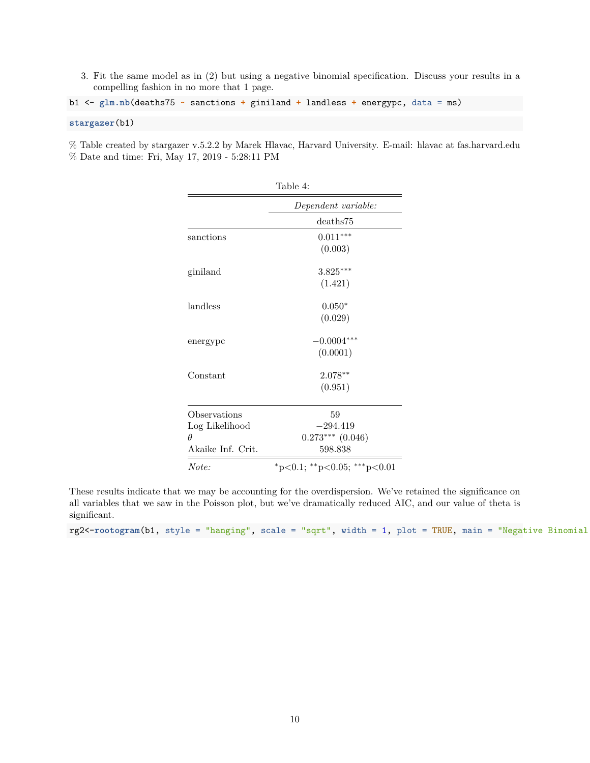3. Fit the same model as in (2) but using a negative binomial specification. Discuss your results in a compelling fashion in no more that 1 page.

```
b1 <- glm.nb(deaths75 ~ sanctions + giniland + landless + energypc, data = ms)
```

```
stargazer(b1)
```

% Table created by stargazer v.5.2.2 by Marek Hlavac, Harvard University. E-mail: hlavac at fas.harvard.edu
% Date and time: Fri, May 17, 2019 - 5:28:11 PM

Table 4:

| | *Dependent variable:* |
|---|---|
| | deaths75 |
| sanctions | $0.011^{***}$ |
| | (0.003) |
| giniland | $3.825^{***}$ |
| | (1.421) |
| landless | $0.050^{*}$ |
| | (0.029) |
| energypc | $-0.0004^{***}$ |
| | (0.0001) |
| Constant | $2.078^{**}$ |
| | (0.951) |
| Observations | 59 |
| Log Likelihood | −294.419 |
| $\theta$ | $0.273^{***}$ (0.046) |
| Akaike Inf. Crit. | 598.838 |
| *Note:* | $^{*}$p<0.1; $^{**}$p<0.05; $^{***}$p<0.01 |

These results indicate that we may be accounting for the overdispersion. We've retained the significance on all variables that we saw in the Poisson plot, but we've dramatically reduced AIC, and our value of theta is significant.

```
rg2<-rootogram(b1, style = "hanging", scale = "sqrt", width = 1, plot = TRUE, main = "Negative Binomial
```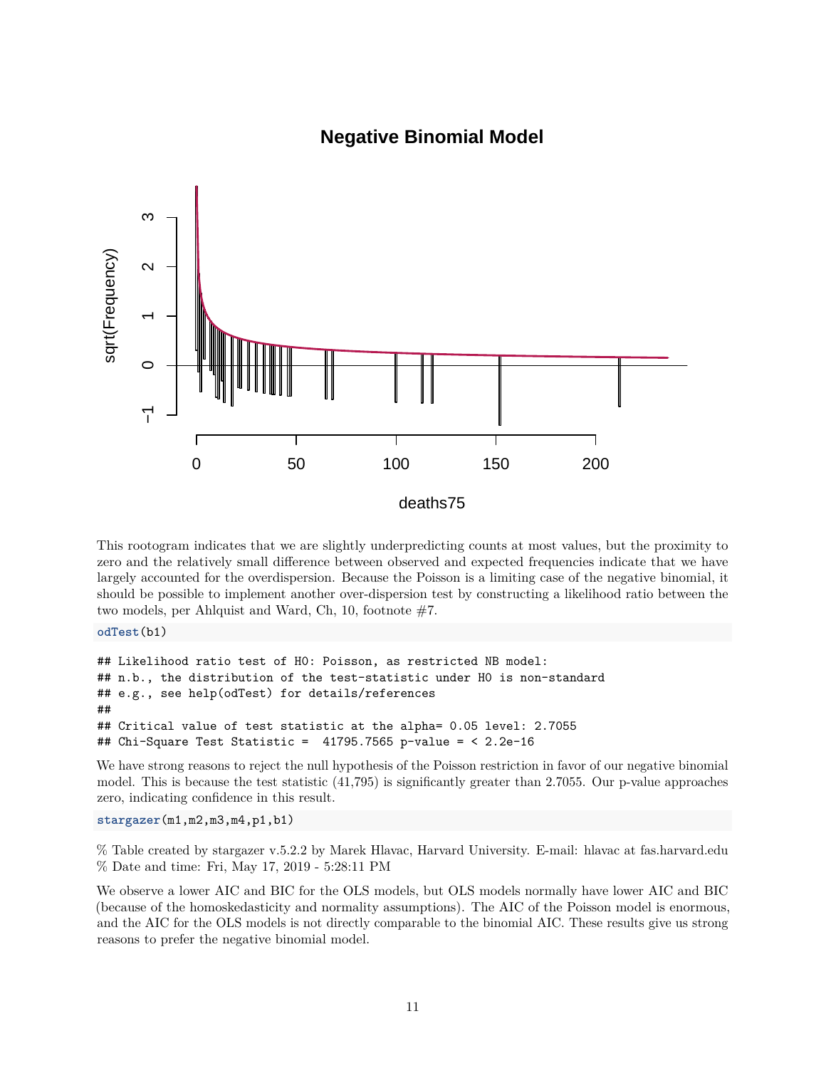This rootogram indicates that we are slightly underpredicting counts at most values, but the proximity to zero and the relatively small difference between observed and expected frequencies indicate that we have largely accounted for the overdispersion. Because the Poisson is a limiting case of the negative binomial, it should be possible to implement another over-dispersion test by constructing a likelihood ratio between the two models, per Ahlquist and Ward, Ch, 10, footnote #7.

```
odTest(b1)
```

```
## Likelihood ratio test of H0: Poisson, as restricted NB model:
## n.b., the distribution of the test-statistic under H0 is non-standard
## e.g., see help(odTest) for details/references
##
## Critical value of test statistic at the alpha= 0.05 level: 2.7055
## Chi-Square Test Statistic =  41795.7565 p-value = < 2.2e-16
```

We have strong reasons to reject the null hypothesis of the Poisson restriction in favor of our negative binomial model. This is because the test statistic (41,795) is significantly greater than 2.7055. Our p-value approaches zero, indicating confidence in this result.

```
stargazer(m1,m2,m3,m4,p1,b1)
```

% Table created by stargazer v.5.2.2 by Marek Hlavac, Harvard University. E-mail: hlavac at fas.harvard.edu
% Date and time: Fri, May 17, 2019 - 5:28:11 PM

We observe a lower AIC and BIC for the OLS models, but OLS models normally have lower AIC and BIC (because of the homoskedasticity and normality assumptions). The AIC of the Poisson model is enormous, and the AIC for the OLS models is not directly comparable to the binomial AIC. These results give us strong reasons to prefer the negative binomial model.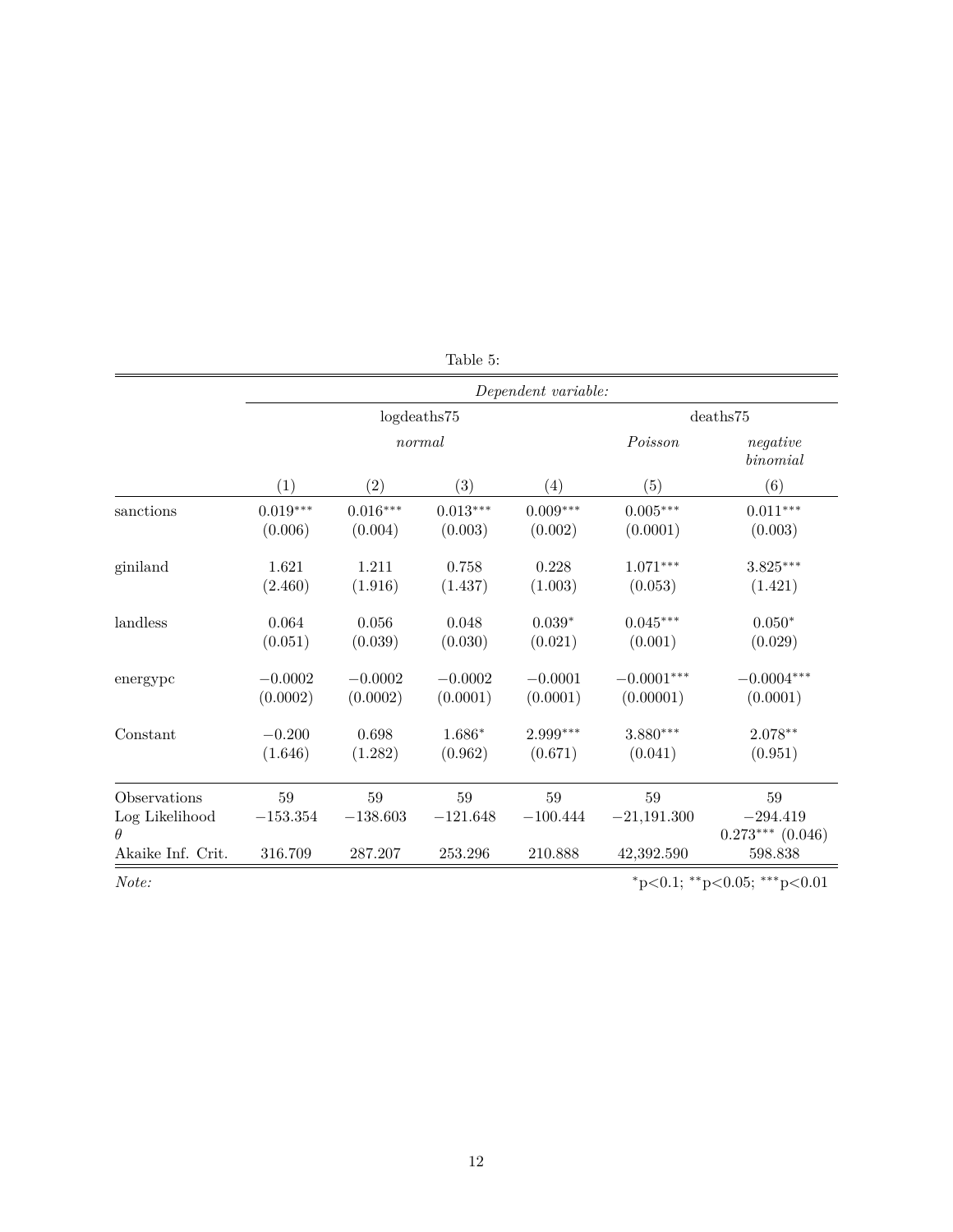Table 5:

| | *Dependent variable:* | | | | | |
|---|---|---|---|---|---|---|
| | logdeaths75 | | | | deaths75 | |
| | *normal* | | | | *Poisson* | *negative binomial* |
| | (1) | (2) | (3) | (4) | (5) | (6) |
| sanctions | $0.019^{***}$ | $0.016^{***}$ | $0.013^{***}$ | $0.009^{***}$ | $0.005^{***}$ | $0.011^{***}$ |
| | (0.006) | (0.004) | (0.003) | (0.002) | (0.0001) | (0.003) |
| giniland | 1.621 | 1.211 | 0.758 | 0.228 | $1.071^{***}$ | $3.825^{***}$ |
| | (2.460) | (1.916) | (1.437) | (1.003) | (0.053) | (1.421) |
| landless | 0.064 | 0.056 | 0.048 | $0.039^{*}$ | $0.045^{***}$ | $0.050^{*}$ |
| | (0.051) | (0.039) | (0.030) | (0.021) | (0.001) | (0.029) |
| energypc | −0.0002 | −0.0002 | −0.0002 | −0.0001 | $-0.0001^{***}$ | $-0.0004^{***}$ |
| | (0.0002) | (0.0002) | (0.0001) | (0.0001) | (0.00001) | (0.0001) |
| Constant | −0.200 | 0.698 | $1.686^{*}$ | $2.999^{***}$ | $3.880^{***}$ | $2.078^{**}$ |
| | (1.646) | (1.282) | (0.962) | (0.671) | (0.041) | (0.951) |
| Observations | 59 | 59 | 59 | 59 | 59 | 59 |
| Log Likelihood | −153.354 | −138.603 | −121.648 | −100.444 | −21,191.300 | −294.419 |
| $\theta$ | | | | | | $0.273^{***}$ (0.046) |
| Akaike Inf. Crit. | 316.709 | 287.207 | 253.296 | 210.888 | 42,392.590 | 598.838 |

*Note:* $^{*}$p<0.1; $^{**}$p<0.05; $^{***}$p<0.01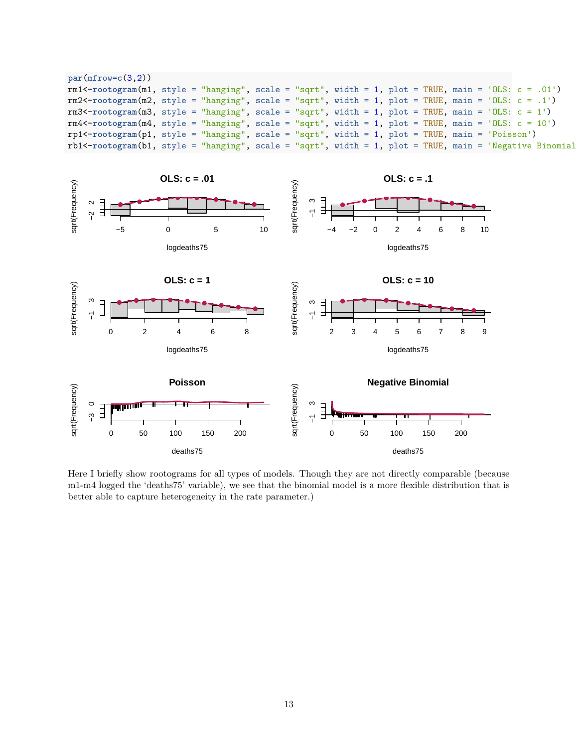```
par(mfrow=c(3,2))
rm1<-rootogram(m1, style = "hanging", scale = "sqrt", width = 1, plot = TRUE, main = 'OLS: c = .01')
rm2<-rootogram(m2, style = "hanging", scale = "sqrt", width = 1, plot = TRUE, main = 'OLS: c = .1')
rm3<-rootogram(m3, style = "hanging", scale = "sqrt", width = 1, plot = TRUE, main = 'OLS: c = 1')
rm4<-rootogram(m4, style = "hanging", scale = "sqrt", width = 1, plot = TRUE, main = 'OLS: c = 10')
rp1<-rootogram(p1, style = "hanging", scale = "sqrt", width = 1, plot = TRUE, main = 'Poisson')
rb1<-rootogram(b1, style = "hanging", scale = "sqrt", width = 1, plot = TRUE, main = 'Negative Binomial
```

OLS: c = .01
sqrt(Frequency)
logdeaths75

OLS: c = .1
sqrt(Frequency)
logdeaths75

OLS: c = 1
sqrt(Frequency)
logdeaths75

OLS: c = 10
sqrt(Frequency)
logdeaths75

Poisson
sqrt(Frequency)
deaths75

Negative Binomial
sqrt(Frequency)
deaths75

Here I briefly show rootograms for all types of models. Though they are not directly comparable (because m1-m4 logged the 'deaths75' variable), we see that the binomial model is a more flexible distribution that is better able to capture heterogeneity in the rate parameter.)